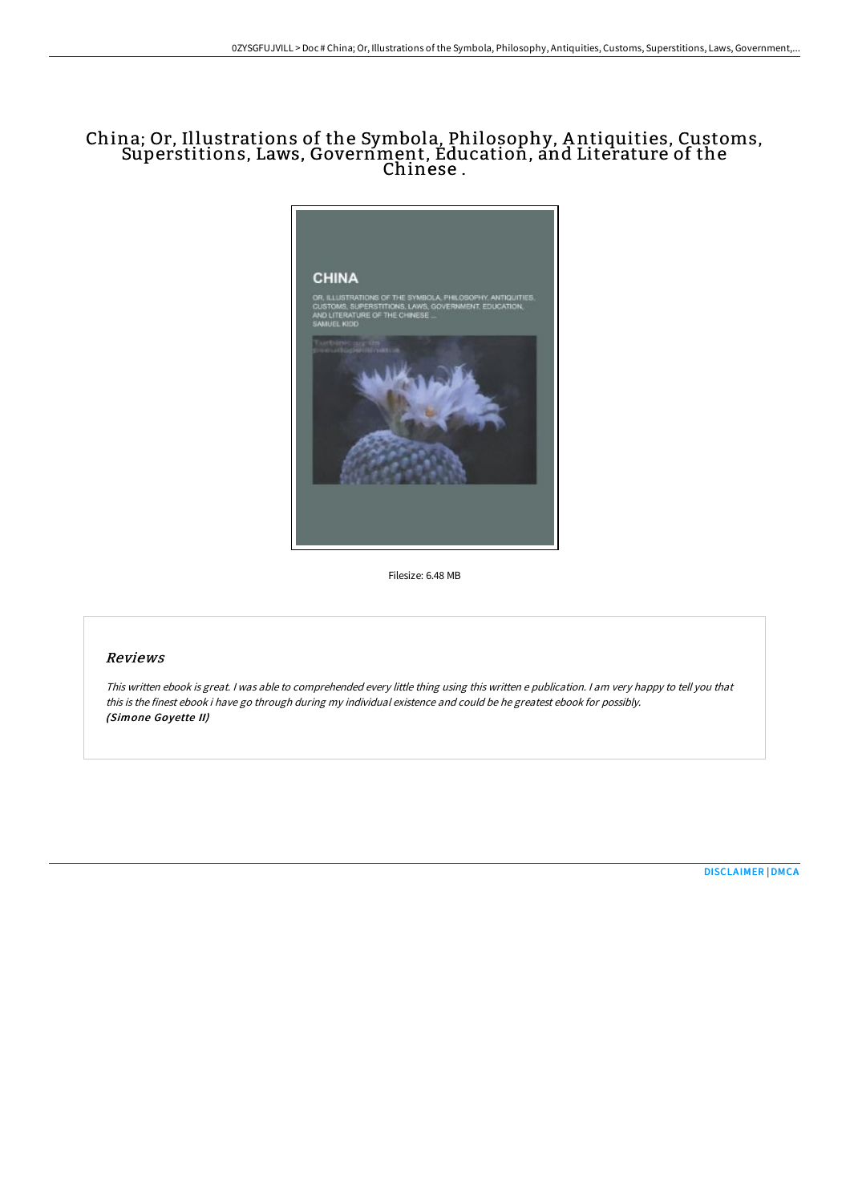# China; Or, Illustrations of the Symbola, Philosophy, Antiquities, Customs, Superstitions, Laws, Government, Education, and Literature of the Chinese .

Filesize: 6.48 MB

## Reviews

*This written ebook is great. I was able to comprehended every little thing using this written e publication. I am very happy to tell you that this is the finest ebook i have go through during my individual existence and could be he greatest ebook for possibly.*
***(Simone Goyette II)***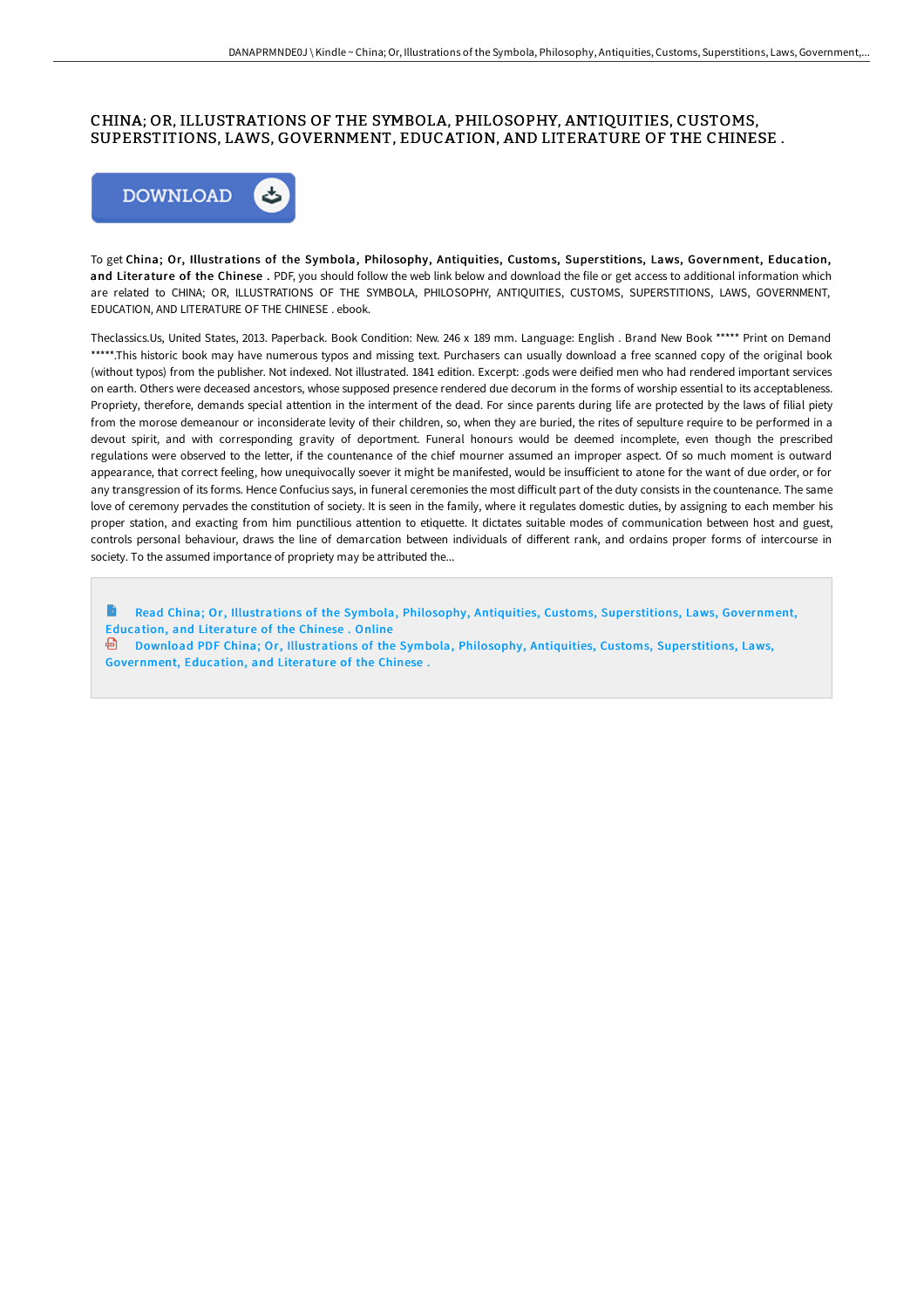# CHINA; OR, ILLUSTRATIONS OF THE SYMBOLA, PHILOSOPHY, ANTIQUITIES, CUSTOMS, SUPERSTITIONS, LAWS, GOVERNMENT, EDUCATION, AND LITERATURE OF THE CHINESE .

To get **China; Or, Illustrations of the Symbola, Philosophy, Antiquities, Customs, Superstitions, Laws, Government, Education, and Literature of the Chinese .** PDF, you should follow the web link below and download the file or get access to additional information which are related to CHINA; OR, ILLUSTRATIONS OF THE SYMBOLA, PHILOSOPHY, ANTIQUITIES, CUSTOMS, SUPERSTITIONS, LAWS, GOVERNMENT, EDUCATION, AND LITERATURE OF THE CHINESE . ebook.

Theclassics.Us, United States, 2013. Paperback. Book Condition: New. 246 x 189 mm. Language: English . Brand New Book ***** Print on Demand *****.This historic book may have numerous typos and missing text. Purchasers can usually download a free scanned copy of the original book (without typos) from the publisher. Not indexed. Not illustrated. 1841 edition. Excerpt: .gods were deified men who had rendered important services on earth. Others were deceased ancestors, whose supposed presence rendered due decorum in the forms of worship essential to its acceptableness. Propriety, therefore, demands special attention in the interment of the dead. For since parents during life are protected by the laws of filial piety from the morose demeanour or inconsiderate levity of their children, so, when they are buried, the rites of sepulture require to be performed in a devout spirit, and with corresponding gravity of deportment. Funeral honours would be deemed incomplete, even though the prescribed regulations were observed to the letter, if the countenance of the chief mourner assumed an improper aspect. Of so much moment is outward appearance, that correct feeling, how unequivocally soever it might be manifested, would be insufficient to atone for the want of due order, or for any transgression of its forms. Hence Confucius says, in funeral ceremonies the most difficult part of the duty consists in the countenance. The same love of ceremony pervades the constitution of society. It is seen in the family, where it regulates domestic duties, by assigning to each member his proper station, and exacting from him punctilious attention to etiquette. It dictates suitable modes of communication between host and guest, controls personal behaviour, draws the line of demarcation between individuals of different rank, and ordains proper forms of intercourse in society. To the assumed importance of propriety may be attributed the...

Read China; Or, Illustrations of the Symbola, Philosophy, Antiquities, Customs, Superstitions, Laws, Government, Education, and Literature of the Chinese . Online

Download PDF China; Or, Illustrations of the Symbola, Philosophy, Antiquities, Customs, Superstitions, Laws, Government, Education, and Literature of the Chinese .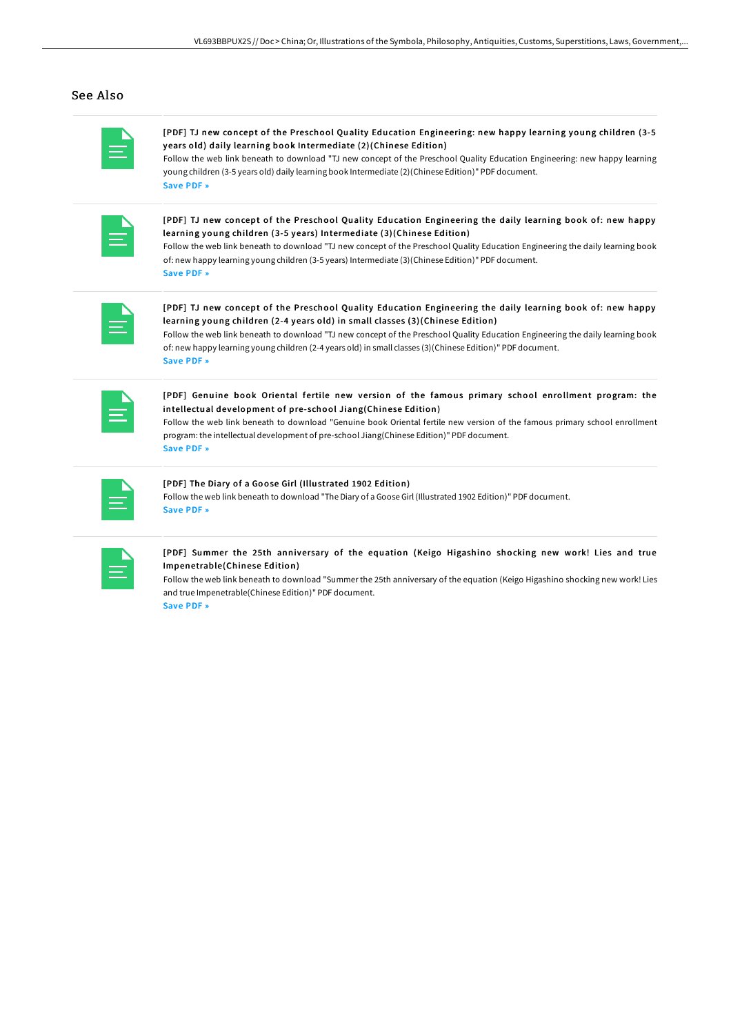## See Also

**[PDF] TJ new concept of the Preschool Quality Education Engineering: new happy learning young children (3-5 years old) daily learning book Intermediate (2)(Chinese Edition)**

Follow the web link beneath to download "TJ new concept of the Preschool Quality Education Engineering: new happy learning young children (3-5 years old) daily learning book Intermediate (2)(Chinese Edition)" PDF document.

Save PDF »

**[PDF] TJ new concept of the Preschool Quality Education Engineering the daily learning book of: new happy learning young children (3-5 years) Intermediate (3)(Chinese Edition)**

Follow the web link beneath to download "TJ new concept of the Preschool Quality Education Engineering the daily learning book of: new happy learning young children (3-5 years) Intermediate (3)(Chinese Edition)" PDF document.

Save PDF »

**[PDF] TJ new concept of the Preschool Quality Education Engineering the daily learning book of: new happy learning young children (2-4 years old) in small classes (3)(Chinese Edition)**

Follow the web link beneath to download "TJ new concept of the Preschool Quality Education Engineering the daily learning book of: new happy learning young children (2-4 years old) in small classes (3)(Chinese Edition)" PDF document.

Save PDF »

**[PDF] Genuine book Oriental fertile new version of the famous primary school enrollment program: the intellectual development of pre-school Jiang(Chinese Edition)**

Follow the web link beneath to download "Genuine book Oriental fertile new version of the famous primary school enrollment program: the intellectual development of pre-school Jiang(Chinese Edition)" PDF document.

Save PDF »

**[PDF] The Diary of a Goose Girl (Illustrated 1902 Edition)**

Follow the web link beneath to download "The Diary of a Goose Girl (Illustrated 1902 Edition)" PDF document.

Save PDF »

**[PDF] Summer the 25th anniversary of the equation (Keigo Higashino shocking new work! Lies and true Impenetrable(Chinese Edition)**

Follow the web link beneath to download "Summer the 25th anniversary of the equation (Keigo Higashino shocking new work! Lies and true Impenetrable(Chinese Edition)" PDF document.

Save PDF »